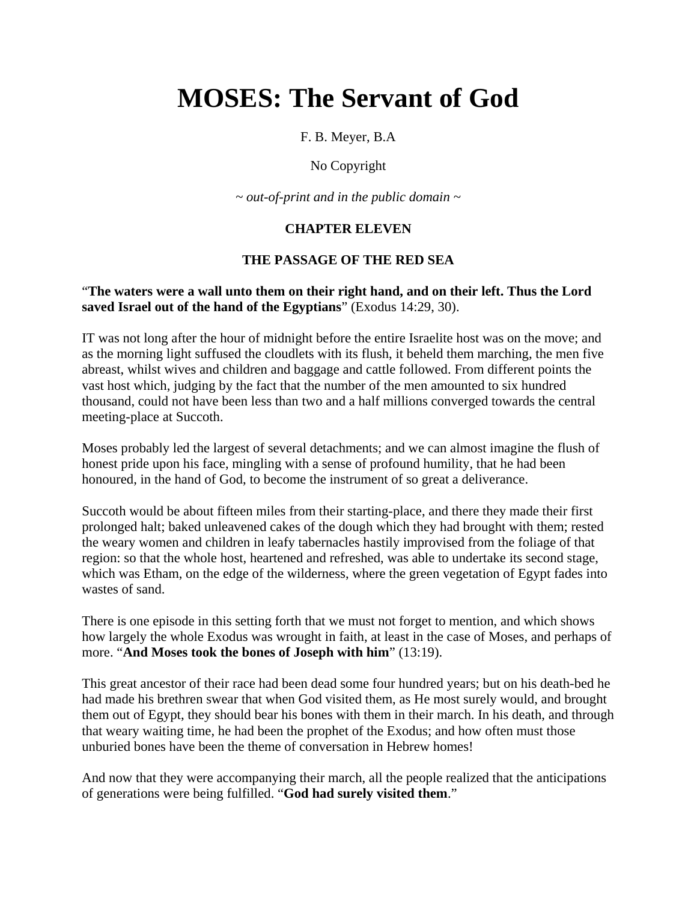# MOSES: The Servant of God

F. B. Meyer, B.A

No Copyright

~ *out-of-print and in the public domain* ~

### CHAPTER ELEVEN

### THE PASSAGE OF THE RED SEA

“**The waters were a wall unto them on their right hand, and on their left. Thus the Lord saved Israel out of the hand of the Egyptians**” (Exodus 14:29, 30).

IT was not long after the hour of midnight before the entire Israelite host was on the move; and as the morning light suffused the cloudlets with its flush, it beheld them marching, the men five abreast, whilst wives and children and baggage and cattle followed. From different points the vast host which, judging by the fact that the number of the men amounted to six hundred thousand, could not have been less than two and a half millions converged towards the central meeting-place at Succoth.

Moses probably led the largest of several detachments; and we can almost imagine the flush of honest pride upon his face, mingling with a sense of profound humility, that he had been honoured, in the hand of God, to become the instrument of so great a deliverance.

Succoth would be about fifteen miles from their starting-place, and there they made their first prolonged halt; baked unleavened cakes of the dough which they had brought with them; rested the weary women and children in leafy tabernacles hastily improvised from the foliage of that region: so that the whole host, heartened and refreshed, was able to undertake its second stage, which was Etham, on the edge of the wilderness, where the green vegetation of Egypt fades into wastes of sand.

There is one episode in this setting forth that we must not forget to mention, and which shows how largely the whole Exodus was wrought in faith, at least in the case of Moses, and perhaps of more. “**And Moses took the bones of Joseph with him**” (13:19).

This great ancestor of their race had been dead some four hundred years; but on his death-bed he had made his brethren swear that when God visited them, as He most surely would, and brought them out of Egypt, they should bear his bones with them in their march. In his death, and through that weary waiting time, he had been the prophet of the Exodus; and how often must those unburied bones have been the theme of conversation in Hebrew homes!

And now that they were accompanying their march, all the people realized that the anticipations of generations were being fulfilled. “**God had surely visited them**.”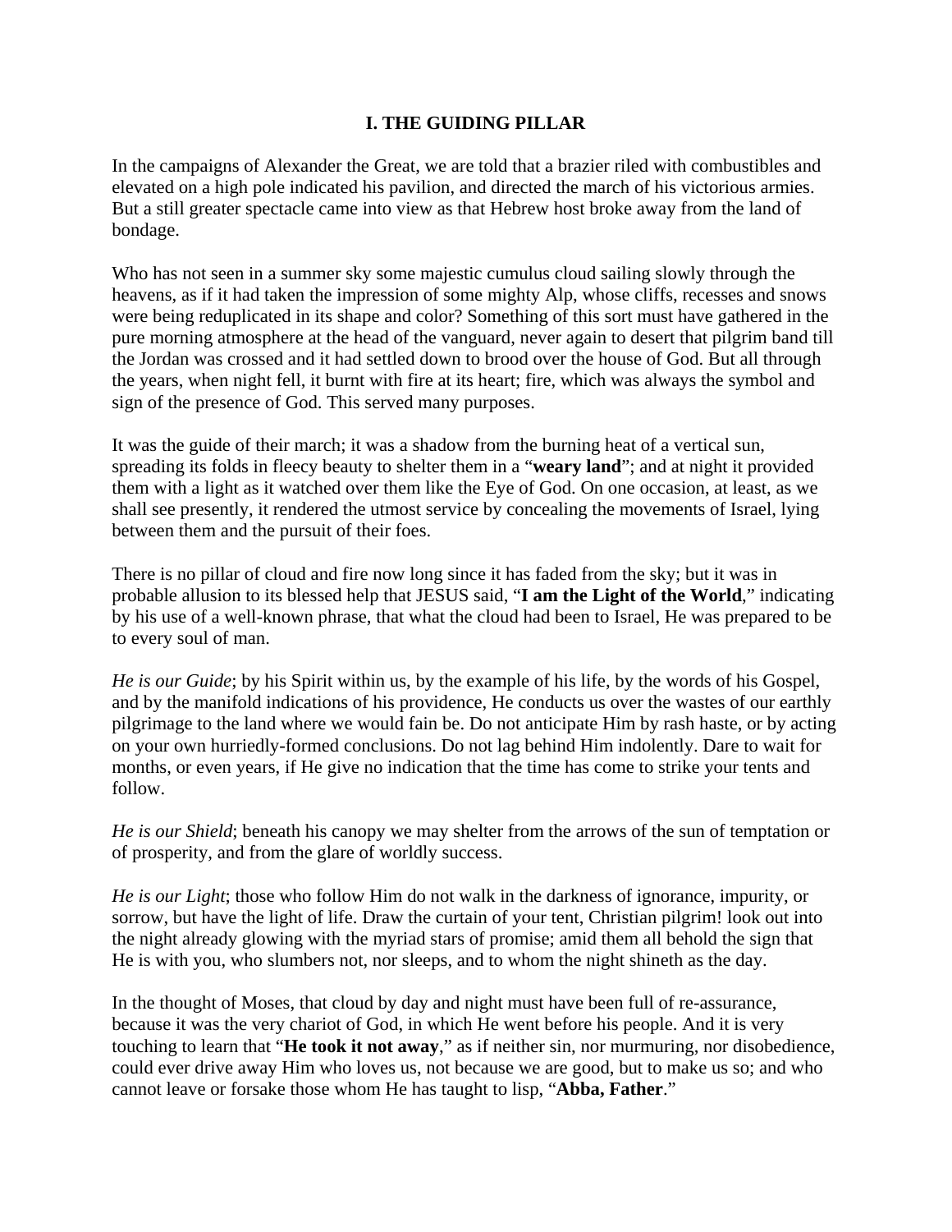# I. THE GUIDING PILLAR

In the campaigns of Alexander the Great, we are told that a brazier riled with combustibles and elevated on a high pole indicated his pavilion, and directed the march of his victorious armies. But a still greater spectacle came into view as that Hebrew host broke away from the land of bondage.

Who has not seen in a summer sky some majestic cumulus cloud sailing slowly through the heavens, as if it had taken the impression of some mighty Alp, whose cliffs, recesses and snows were being reduplicated in its shape and color? Something of this sort must have gathered in the pure morning atmosphere at the head of the vanguard, never again to desert that pilgrim band till the Jordan was crossed and it had settled down to brood over the house of God. But all through the years, when night fell, it burnt with fire at its heart; fire, which was always the symbol and sign of the presence of God. This served many purposes.

It was the guide of their march; it was a shadow from the burning heat of a vertical sun, spreading its folds in fleecy beauty to shelter them in a "**weary land**"; and at night it provided them with a light as it watched over them like the Eye of God. On one occasion, at least, as we shall see presently, it rendered the utmost service by concealing the movements of Israel, lying between them and the pursuit of their foes.

There is no pillar of cloud and fire now long since it has faded from the sky; but it was in probable allusion to its blessed help that JESUS said, "**I am the Light of the World**," indicating by his use of a well-known phrase, that what the cloud had been to Israel, He was prepared to be to every soul of man.

*He is our Guide*; by his Spirit within us, by the example of his life, by the words of his Gospel, and by the manifold indications of his providence, He conducts us over the wastes of our earthly pilgrimage to the land where we would fain be. Do not anticipate Him by rash haste, or by acting on your own hurriedly-formed conclusions. Do not lag behind Him indolently. Dare to wait for months, or even years, if He give no indication that the time has come to strike your tents and follow.

*He is our Shield*; beneath his canopy we may shelter from the arrows of the sun of temptation or of prosperity, and from the glare of worldly success.

*He is our Light*; those who follow Him do not walk in the darkness of ignorance, impurity, or sorrow, but have the light of life. Draw the curtain of your tent, Christian pilgrim! look out into the night already glowing with the myriad stars of promise; amid them all behold the sign that He is with you, who slumbers not, nor sleeps, and to whom the night shineth as the day.

In the thought of Moses, that cloud by day and night must have been full of re-assurance, because it was the very chariot of God, in which He went before his people. And it is very touching to learn that "**He took it not away**," as if neither sin, nor murmuring, nor disobedience, could ever drive away Him who loves us, not because we are good, but to make us so; and who cannot leave or forsake those whom He has taught to lisp, "**Abba, Father**."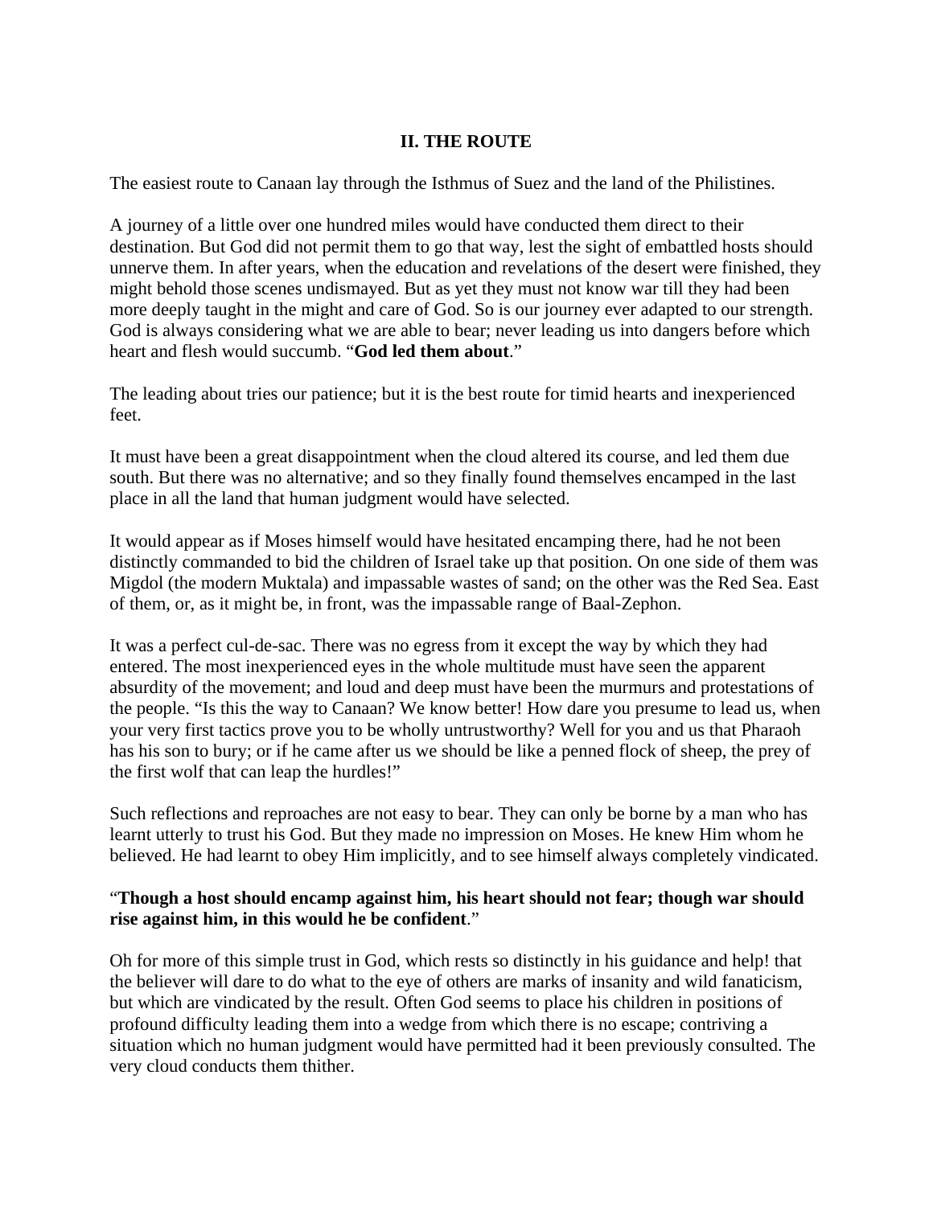## II. THE ROUTE

The easiest route to Canaan lay through the Isthmus of Suez and the land of the Philistines.

A journey of a little over one hundred miles would have conducted them direct to their destination. But God did not permit them to go that way, lest the sight of embattled hosts should unnerve them. In after years, when the education and revelations of the desert were finished, they might behold those scenes undismayed. But as yet they must not know war till they had been more deeply taught in the might and care of God. So is our journey ever adapted to our strength. God is always considering what we are able to bear; never leading us into dangers before which heart and flesh would succumb. "**God led them about**."

The leading about tries our patience; but it is the best route for timid hearts and inexperienced feet.

It must have been a great disappointment when the cloud altered its course, and led them due south. But there was no alternative; and so they finally found themselves encamped in the last place in all the land that human judgment would have selected.

It would appear as if Moses himself would have hesitated encamping there, had he not been distinctly commanded to bid the children of Israel take up that position. On one side of them was Migdol (the modern Muktala) and impassable wastes of sand; on the other was the Red Sea. East of them, or, as it might be, in front, was the impassable range of Baal-Zephon.

It was a perfect cul-de-sac. There was no egress from it except the way by which they had entered. The most inexperienced eyes in the whole multitude must have seen the apparent absurdity of the movement; and loud and deep must have been the murmurs and protestations of the people. "Is this the way to Canaan? We know better! How dare you presume to lead us, when your very first tactics prove you to be wholly untrustworthy? Well for you and us that Pharaoh has his son to bury; or if he came after us we should be like a penned flock of sheep, the prey of the first wolf that can leap the hurdles!"

Such reflections and reproaches are not easy to bear. They can only be borne by a man who has learnt utterly to trust his God. But they made no impression on Moses. He knew Him whom he believed. He had learnt to obey Him implicitly, and to see himself always completely vindicated.

"**Though a host should encamp against him, his heart should not fear; though war should rise against him, in this would he be confident**."

Oh for more of this simple trust in God, which rests so distinctly in his guidance and help! that the believer will dare to do what to the eye of others are marks of insanity and wild fanaticism, but which are vindicated by the result. Often God seems to place his children in positions of profound difficulty leading them into a wedge from which there is no escape; contriving a situation which no human judgment would have permitted had it been previously consulted. The very cloud conducts them thither.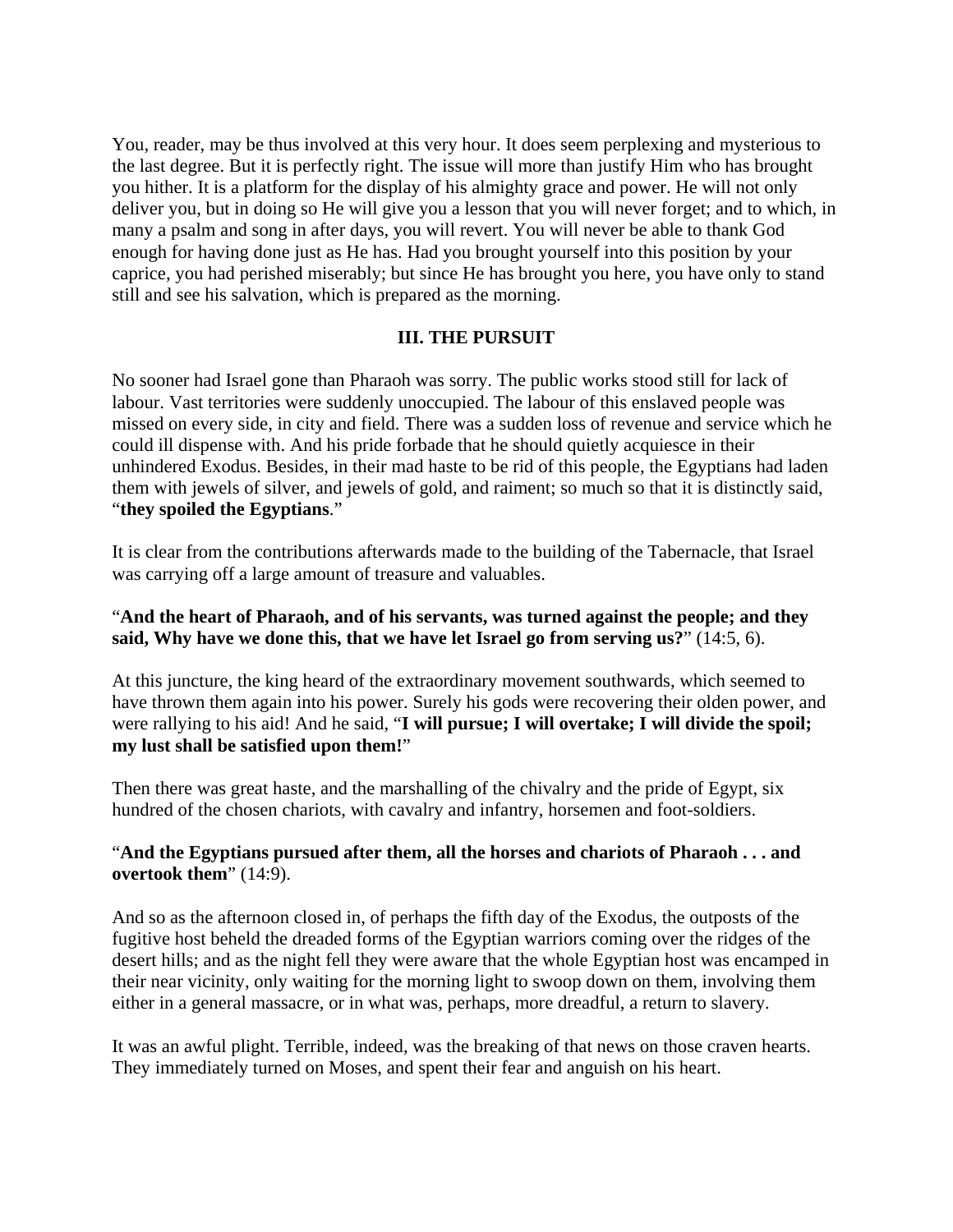You, reader, may be thus involved at this very hour. It does seem perplexing and mysterious to the last degree. But it is perfectly right. The issue will more than justify Him who has brought you hither. It is a platform for the display of his almighty grace and power. He will not only deliver you, but in doing so He will give you a lesson that you will never forget; and to which, in many a psalm and song in after days, you will revert. You will never be able to thank God enough for having done just as He has. Had you brought yourself into this position by your caprice, you had perished miserably; but since He has brought you here, you have only to stand still and see his salvation, which is prepared as the morning.

## III. THE PURSUIT

No sooner had Israel gone than Pharaoh was sorry. The public works stood still for lack of labour. Vast territories were suddenly unoccupied. The labour of this enslaved people was missed on every side, in city and field. There was a sudden loss of revenue and service which he could ill dispense with. And his pride forbade that he should quietly acquiesce in their unhindered Exodus. Besides, in their mad haste to be rid of this people, the Egyptians had laden them with jewels of silver, and jewels of gold, and raiment; so much so that it is distinctly said, "**they spoiled the Egyptians**."

It is clear from the contributions afterwards made to the building of the Tabernacle, that Israel was carrying off a large amount of treasure and valuables.

"**And the heart of Pharaoh, and of his servants, was turned against the people; and they said, Why have we done this, that we have let Israel go from serving us?**" (14:5, 6).

At this juncture, the king heard of the extraordinary movement southwards, which seemed to have thrown them again into his power. Surely his gods were recovering their olden power, and were rallying to his aid! And he said, "**I will pursue; I will overtake; I will divide the spoil; my lust shall be satisfied upon them!**"

Then there was great haste, and the marshalling of the chivalry and the pride of Egypt, six hundred of the chosen chariots, with cavalry and infantry, horsemen and foot-soldiers.

"**And the Egyptians pursued after them, all the horses and chariots of Pharaoh . . . and overtook them**" (14:9).

And so as the afternoon closed in, of perhaps the fifth day of the Exodus, the outposts of the fugitive host beheld the dreaded forms of the Egyptian warriors coming over the ridges of the desert hills; and as the night fell they were aware that the whole Egyptian host was encamped in their near vicinity, only waiting for the morning light to swoop down on them, involving them either in a general massacre, or in what was, perhaps, more dreadful, a return to slavery.

It was an awful plight. Terrible, indeed, was the breaking of that news on those craven hearts. They immediately turned on Moses, and spent their fear and anguish on his heart.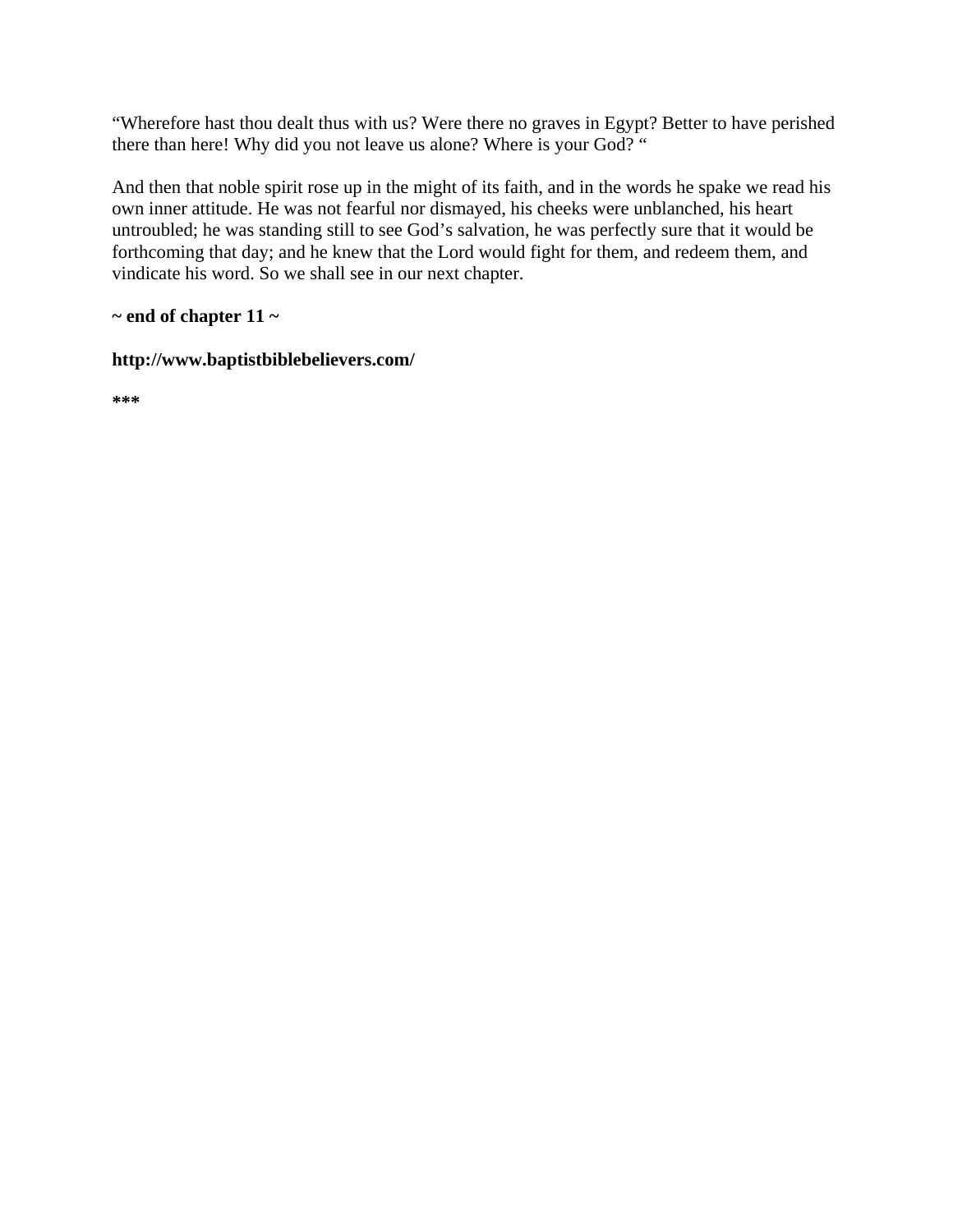“Wherefore hast thou dealt thus with us? Were there no graves in Egypt? Better to have perished there than here! Why did you not leave us alone? Where is your God? “

And then that noble spirit rose up in the might of its faith, and in the words he spake we read his own inner attitude. He was not fearful nor dismayed, his cheeks were unblanched, his heart untroubled; he was standing still to see God’s salvation, he was perfectly sure that it would be forthcoming that day; and he knew that the Lord would fight for them, and redeem them, and vindicate his word. So we shall see in our next chapter.

**~ end of chapter 11 ~**

**http://www.baptistbiblebelievers.com/**

**\*\*\***